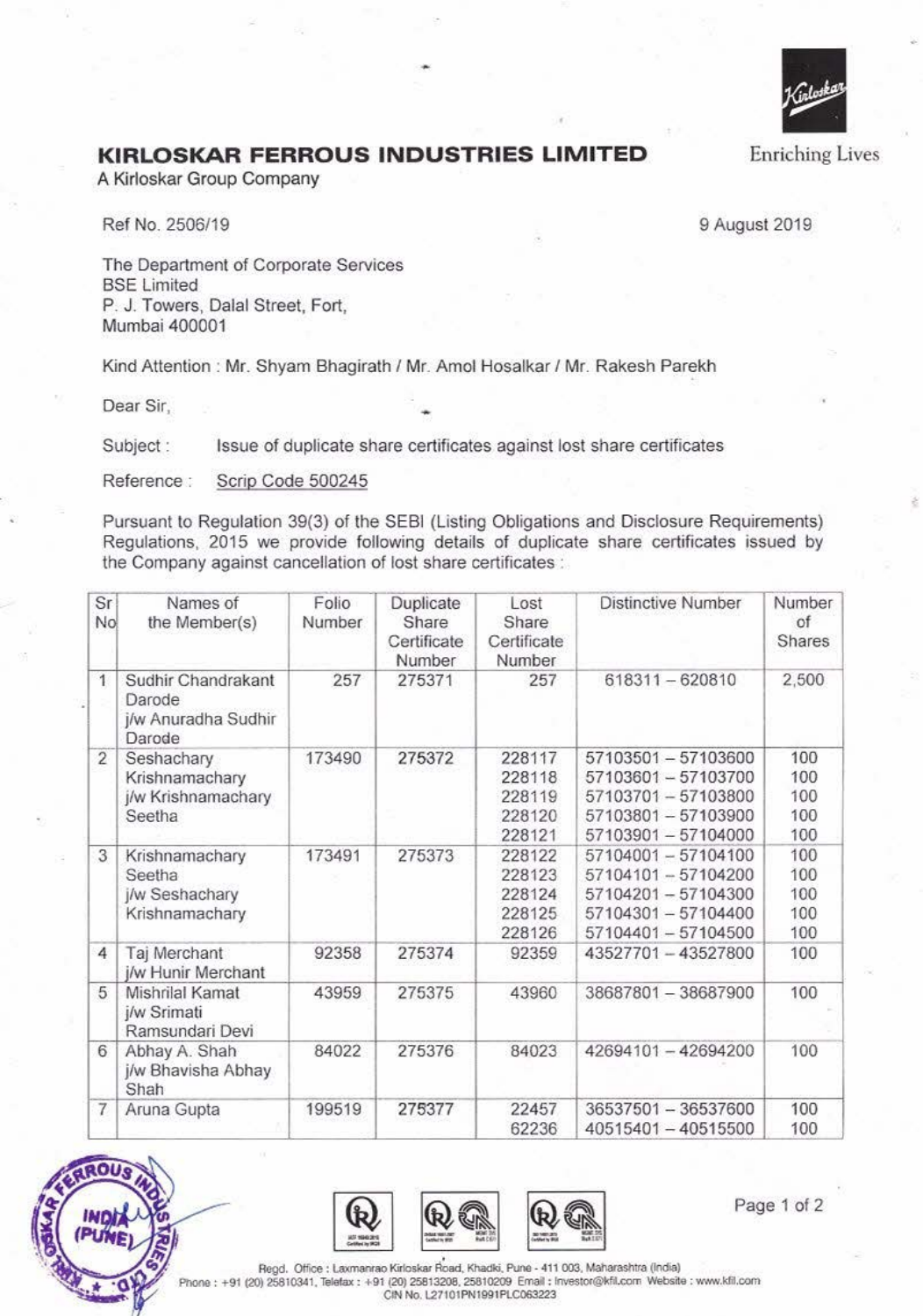# KIRLOSKAR FERROUS INDUSTRIES LIMITED

A Kirloskar Group Company

Enriching Lives

Ref No. 2506/19

9 August 2019

The Department of Corporate Services
BSE Limited
P. J. Towers, Dalal Street, Fort,
Mumbai 400001

Kind Attention : Mr. Shyam Bhagirath / Mr. Amol Hosalkar / Mr. Rakesh Parekh

Dear Sir,

Subject : Issue of duplicate share certificates against lost share certificates

Reference : Scrip Code 500245

Pursuant to Regulation 39(3) of the SEBI (Listing Obligations and Disclosure Requirements) Regulations, 2015 we provide following details of duplicate share certificates issued by the Company against cancellation of lost share certificates :

| Sr No | Names of the Member(s) | Folio Number | Duplicate Share Certificate Number | Lost Share Certificate Number | Distinctive Number | Number of Shares |
|---|---|---|---|---|---|---|
| 1 | Sudhir Chandrakant Darode j/w Anuradha Sudhir Darode | 257 | 275371 | 257 | 618311 – 620810 | 2,500 |
| 2 | Seshachary Krishnamachary j/w Krishnamachary Seetha | 173490 | 275372 | 228117<br>228118<br>228119<br>228120<br>228121 | 57103501 – 57103600<br>57103601 – 57103700<br>57103701 – 57103800<br>57103801 – 57103900<br>57103901 – 57104000 | 100<br>100<br>100<br>100<br>100 |
| 3 | Krishnamachary Seetha j/w Seshachary Krishnamachary | 173491 | 275373 | 228122<br>228123<br>228124<br>228125<br>228126 | 57104001 – 57104100<br>57104101 – 57104200<br>57104201 – 57104300<br>57104301 – 57104400<br>57104401 – 57104500 | 100<br>100<br>100<br>100<br>100 |
| 4 | Taj Merchant j/w Hunir Merchant | 92358 | 275374 | 92359 | 43527701 – 43527800 | 100 |
| 5 | Mishrilal Kamat j/w Srimati Ramsundari Devi | 43959 | 275375 | 43960 | 38687801 – 38687900 | 100 |
| 6 | Abhay A. Shah j/w Bhavisha Abhay Shah | 84022 | 275376 | 84023 | 42694101 – 42694200 | 100 |
| 7 | Aruna Gupta | 199519 | 275377 | 22457<br>62236 | 36537501 – 36537600<br>40515401 – 40515500 | 100<br>100 |

Regd. Office : Laxmanrao Kirloskar Road, Khadki, Pune - 411 003, Maharashtra (India)
Phone : +91 (20) 25810341, Telefax : +91 (20) 25813208, 25810209 Email : investor@kfil.com Website : www.kfil.com
CIN No. L27101PN1991PLC063223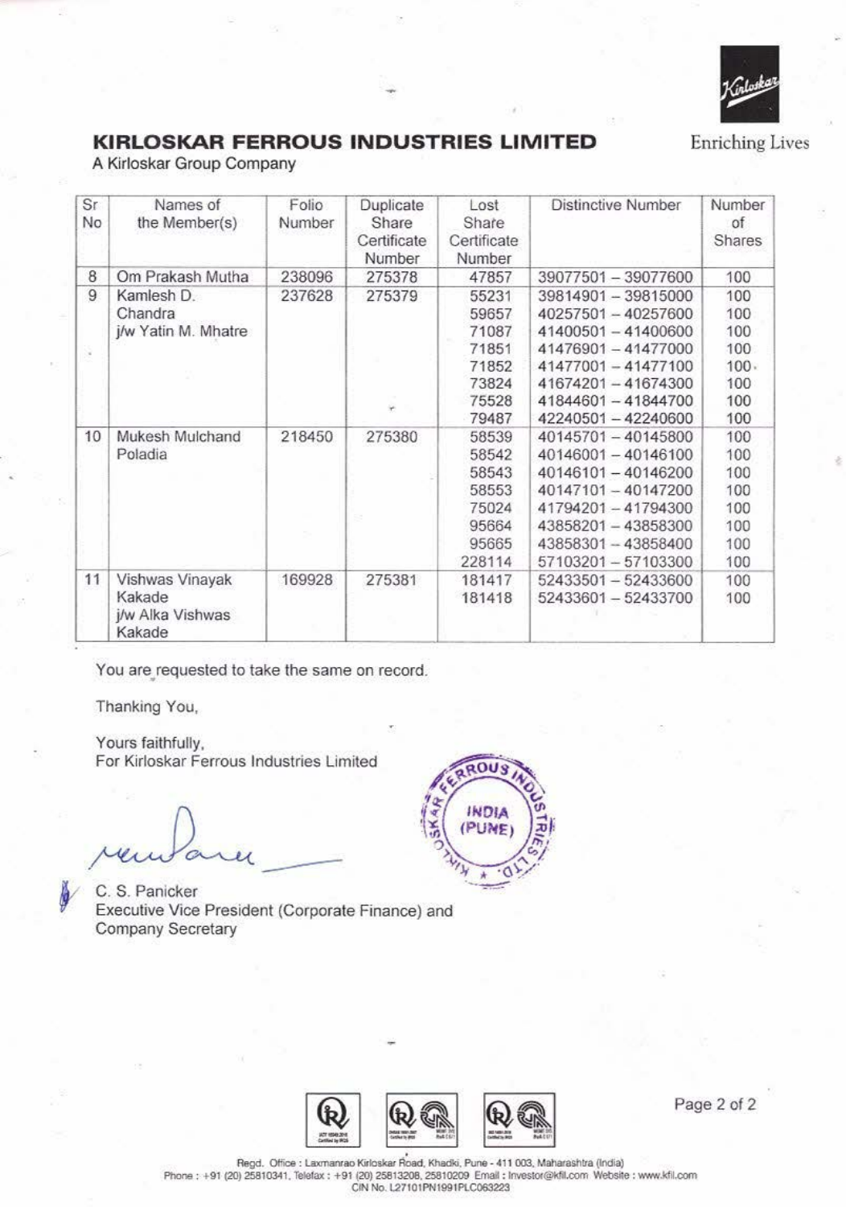# KIRLOSKAR FERROUS INDUSTRIES LIMITED

A Kirloskar Group Company

Enriching Lives

| Sr No | Names of the Member(s) | Folio Number | Duplicate Share Certificate Number | Lost Share Certificate Number | Distinctive Number | Number of Shares |
|---|---|---|---|---|---|---|
| 8 | Om Prakash Mutha | 238096 | 275378 | 47857 | 39077501 – 39077600 | 100 |
| 9 | Kamlesh D. Chandra j/w Yatin M. Mhatre | 237628 | 275379 | 55231 | 39814901 – 39815000 | 100 |
| | | | | 59657 | 40257501 – 40257600 | 100 |
| | | | | 71087 | 41400501 – 41400600 | 100 |
| | | | | 71851 | 41476901 – 41477000 | 100 |
| | | | | 71852 | 41477001 – 41477100 | 100 |
| | | | | 73824 | 41674201 – 41674300 | 100 |
| | | | | 75528 | 41844601 – 41844700 | 100 |
| | | | | 79487 | 42240501 – 42240600 | 100 |
| 10 | Mukesh Mulchand Poladia | 218450 | 275380 | 58539 | 40145701 – 40145800 | 100 |
| | | | | 58542 | 40146001 – 40146100 | 100 |
| | | | | 58543 | 40146101 – 40146200 | 100 |
| | | | | 58553 | 40147101 – 40147200 | 100 |
| | | | | 75024 | 41794201 – 41794300 | 100 |
| | | | | 95664 | 43858201 – 43858300 | 100 |
| | | | | 95665 | 43858301 – 43858400 | 100 |
| | | | | 228114 | 57103201 – 57103300 | 100 |
| 11 | Vishwas Vinayak Kakade j/w Alka Vishwas Kakade | 169928 | 275381 | 181417 | 52433501 – 52433600 | 100 |
| | | | | 181418 | 52433601 – 52433700 | 100 |

You are requested to take the same on record.

Thanking You,

Yours faithfully,
For Kirloskar Ferrous Industries Limited

C. S. Panicker
Executive Vice President (Corporate Finance) and
Company Secretary

Regd. Office : Laxmanrao Kirloskar Road, Khadki, Pune - 411 003, Maharashtra (India)
Phone : +91 (20) 25810341, Telefax : +91 (20) 25813208, 25810209 Email : investor@kfil.com Website : www.kfil.com
CIN No. L27101PN1991PLC063223